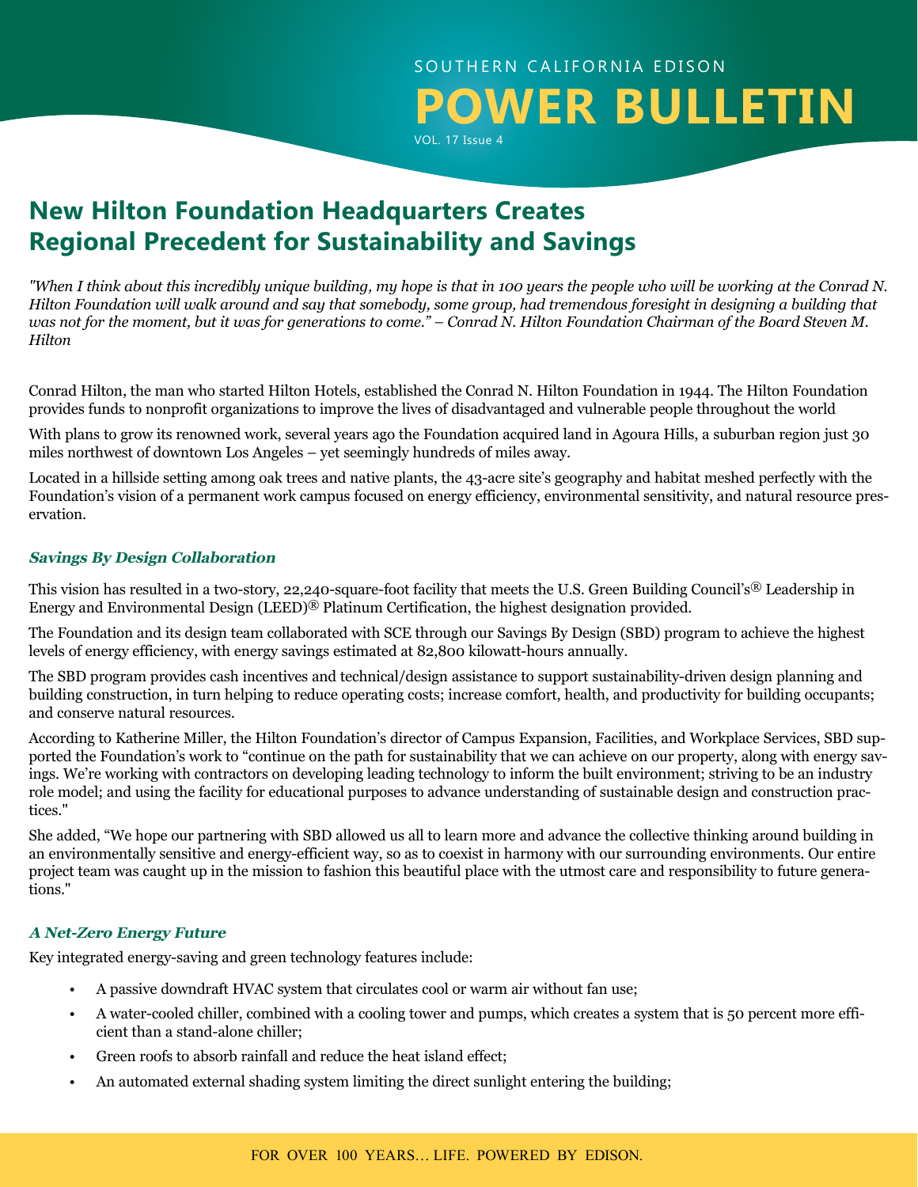SOUTHERN CALIFORNIA EDISON

# POWER BULLETIN

VOL. 17 Issue 4

## New Hilton Foundation Headquarters Creates Regional Precedent for Sustainability and Savings

*"When I think about this incredibly unique building, my hope is that in 100 years the people who will be working at the Conrad N. Hilton Foundation will walk around and say that somebody, some group, had tremendous foresight in designing a building that was not for the moment, but it was for generations to come." – Conrad N. Hilton Foundation Chairman of the Board Steven M. Hilton*

Conrad Hilton, the man who started Hilton Hotels, established the Conrad N. Hilton Foundation in 1944. The Hilton Foundation provides funds to nonprofit organizations to improve the lives of disadvantaged and vulnerable people throughout the world

With plans to grow its renowned work, several years ago the Foundation acquired land in Agoura Hills, a suburban region just 30 miles northwest of downtown Los Angeles – yet seemingly hundreds of miles away.

Located in a hillside setting among oak trees and native plants, the 43-acre site's geography and habitat meshed perfectly with the Foundation's vision of a permanent work campus focused on energy efficiency, environmental sensitivity, and natural resource preservation.

### *Savings By Design Collaboration*

This vision has resulted in a two-story, 22,240-square-foot facility that meets the U.S. Green Building Council's® Leadership in Energy and Environmental Design (LEED)® Platinum Certification, the highest designation provided.

The Foundation and its design team collaborated with SCE through our Savings By Design (SBD) program to achieve the highest levels of energy efficiency, with energy savings estimated at 82,800 kilowatt-hours annually.

The SBD program provides cash incentives and technical/design assistance to support sustainability-driven design planning and building construction, in turn helping to reduce operating costs; increase comfort, health, and productivity for building occupants; and conserve natural resources.

According to Katherine Miller, the Hilton Foundation's director of Campus Expansion, Facilities, and Workplace Services, SBD supported the Foundation's work to "continue on the path for sustainability that we can achieve on our property, along with energy savings. We're working with contractors on developing leading technology to inform the built environment; striving to be an industry role model; and using the facility for educational purposes to advance understanding of sustainable design and construction practices."

She added, "We hope our partnering with SBD allowed us all to learn more and advance the collective thinking around building in an environmentally sensitive and energy-efficient way, so as to coexist in harmony with our surrounding environments. Our entire project team was caught up in the mission to fashion this beautiful place with the utmost care and responsibility to future generations."

### *A Net-Zero Energy Future*

Key integrated energy-saving and green technology features include:

- A passive downdraft HVAC system that circulates cool or warm air without fan use;
- A water-cooled chiller, combined with a cooling tower and pumps, which creates a system that is 50 percent more efficient than a stand-alone chiller;
- Green roofs to absorb rainfall and reduce the heat island effect;
- An automated external shading system limiting the direct sunlight entering the building;

FOR OVER 100 YEARS… LIFE. POWERED BY EDISON.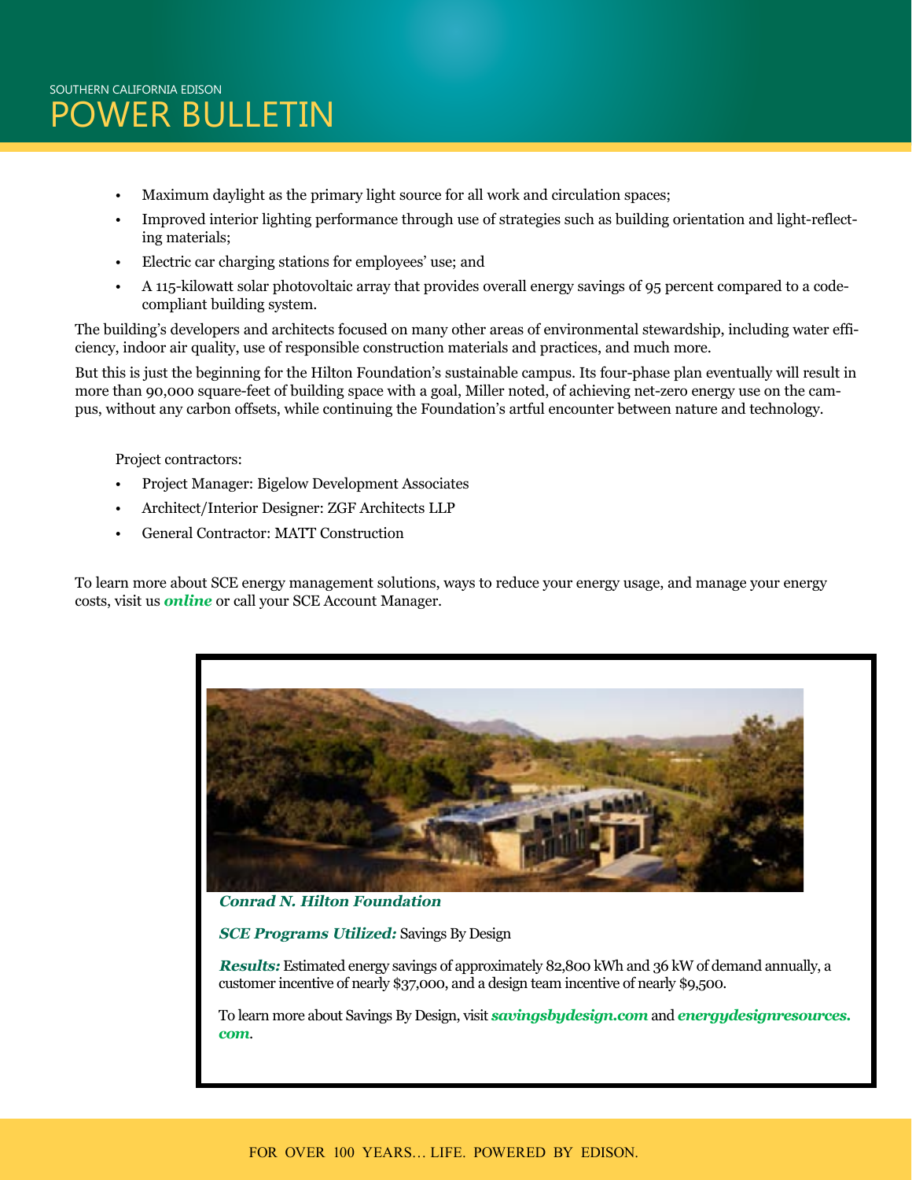- Maximum daylight as the primary light source for all work and circulation spaces;
- Improved interior lighting performance through use of strategies such as building orientation and light-reflecting materials;
- Electric car charging stations for employees' use; and
- A 115-kilowatt solar photovoltaic array that provides overall energy savings of 95 percent compared to a code-compliant building system.

The building's developers and architects focused on many other areas of environmental stewardship, including water efficiency, indoor air quality, use of responsible construction materials and practices, and much more.

But this is just the beginning for the Hilton Foundation's sustainable campus. Its four-phase plan eventually will result in more than 90,000 square-feet of building space with a goal, Miller noted, of achieving net-zero energy use on the campus, without any carbon offsets, while continuing the Foundation's artful encounter between nature and technology.

Project contractors:

- Project Manager: Bigelow Development Associates
- Architect/Interior Designer: ZGF Architects LLP
- General Contractor: MATT Construction

To learn more about SCE energy management solutions, ways to reduce your energy usage, and manage your energy costs, visit us ***online*** or call your SCE Account Manager.

***Conrad N. Hilton Foundation***

***SCE Programs Utilized:*** Savings By Design

***Results:*** Estimated energy savings of approximately 82,800 kWh and 36 kW of demand annually, a customer incentive of nearly $37,000, and a design team incentive of nearly $9,500.

To learn more about Savings By Design, visit ***savingsbydesign.com*** and ***energydesignresources.com***.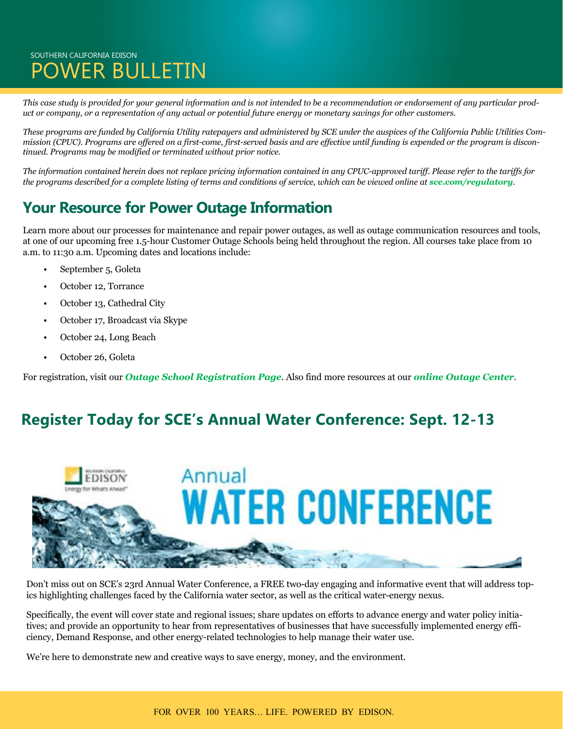SOUTHERN CALIFORNIA EDISON

# POWER BULLETIN

*This case study is provided for your general information and is not intended to be a recommendation or endorsement of any particular product or company, or a representation of any actual or potential future energy or monetary savings for other customers.*

*These programs are funded by California Utility ratepayers and administered by SCE under the auspices of the California Public Utilities Commission (CPUC). Programs are offered on a first-come, first-served basis and are effective until funding is expended or the program is discontinued. Programs may be modified or terminated without prior notice.*

*The information contained herein does not replace pricing information contained in any CPUC-approved tariff. Please refer to the tariffs for the programs described for a complete listing of terms and conditions of service, which can be viewed online at **sce.com/regulatory**.*

## Your Resource for Power Outage Information

Learn more about our processes for maintenance and repair power outages, as well as outage communication resources and tools, at one of our upcoming free 1.5-hour Customer Outage Schools being held throughout the region. All courses take place from 10 a.m. to 11:30 a.m. Upcoming dates and locations include:

- September 5, Goleta
- October 12, Torrance
- October 13, Cathedral City
- October 17, Broadcast via Skype
- October 24, Long Beach
- October 26, Goleta

For registration, visit our ***Outage School Registration Page***. Also find more resources at our ***online Outage Center***.

## Register Today for SCE's Annual Water Conference: Sept. 12-13

Don't miss out on SCE's 23rd Annual Water Conference, a FREE two-day engaging and informative event that will address topics highlighting challenges faced by the California water sector, as well as the critical water-energy nexus.

Specifically, the event will cover state and regional issues; share updates on efforts to advance energy and water policy initiatives; and provide an opportunity to hear from representatives of businesses that have successfully implemented energy efficiency, Demand Response, and other energy-related technologies to help manage their water use.

We're here to demonstrate new and creative ways to save energy, money, and the environment.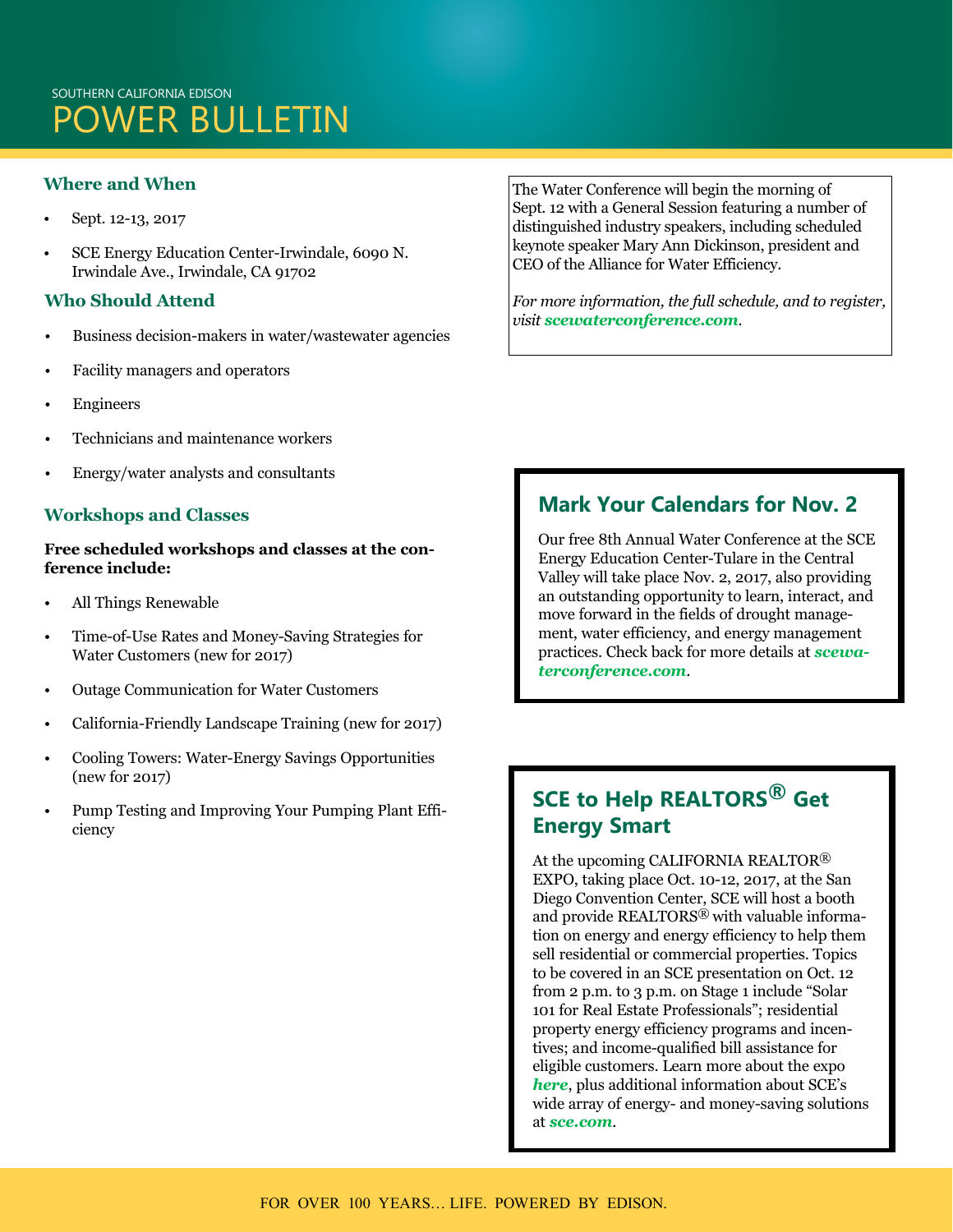### Where and When

- Sept. 12-13, 2017
- SCE Energy Education Center-Irwindale, 6090 N. Irwindale Ave., Irwindale, CA 91702

### Who Should Attend

- Business decision-makers in water/wastewater agencies
- Facility managers and operators
- Engineers
- Technicians and maintenance workers
- Energy/water analysts and consultants

### Workshops and Classes

**Free scheduled workshops and classes at the conference include:**

- All Things Renewable
- Time-of-Use Rates and Money-Saving Strategies for Water Customers (new for 2017)
- Outage Communication for Water Customers
- California-Friendly Landscape Training (new for 2017)
- Cooling Towers: Water-Energy Savings Opportunities (new for 2017)
- Pump Testing and Improving Your Pumping Plant Efficiency

The Water Conference will begin the morning of Sept. 12 with a General Session featuring a number of distinguished industry speakers, including scheduled keynote speaker Mary Ann Dickinson, president and CEO of the Alliance for Water Efficiency.

*For more information, the full schedule, and to register, visit* ***scewaterconference.com****.*

## Mark Your Calendars for Nov. 2

Our free 8th Annual Water Conference at the SCE Energy Education Center-Tulare in the Central Valley will take place Nov. 2, 2017, also providing an outstanding opportunity to learn, interact, and move forward in the fields of drought management, water efficiency, and energy management practices. Check back for more details at ***scewaterconference.com***.

## SCE to Help REALTORS® Get Energy Smart

At the upcoming CALIFORNIA REALTOR® EXPO, taking place Oct. 10-12, 2017, at the San Diego Convention Center, SCE will host a booth and provide REALTORS® with valuable information on energy and energy efficiency to help them sell residential or commercial properties. Topics to be covered in an SCE presentation on Oct. 12 from 2 p.m. to 3 p.m. on Stage 1 include "Solar 101 for Real Estate Professionals"; residential property energy efficiency programs and incentives; and income-qualified bill assistance for eligible customers. Learn more about the expo ***here***, plus additional information about SCE's wide array of energy- and money-saving solutions at ***sce.com***.